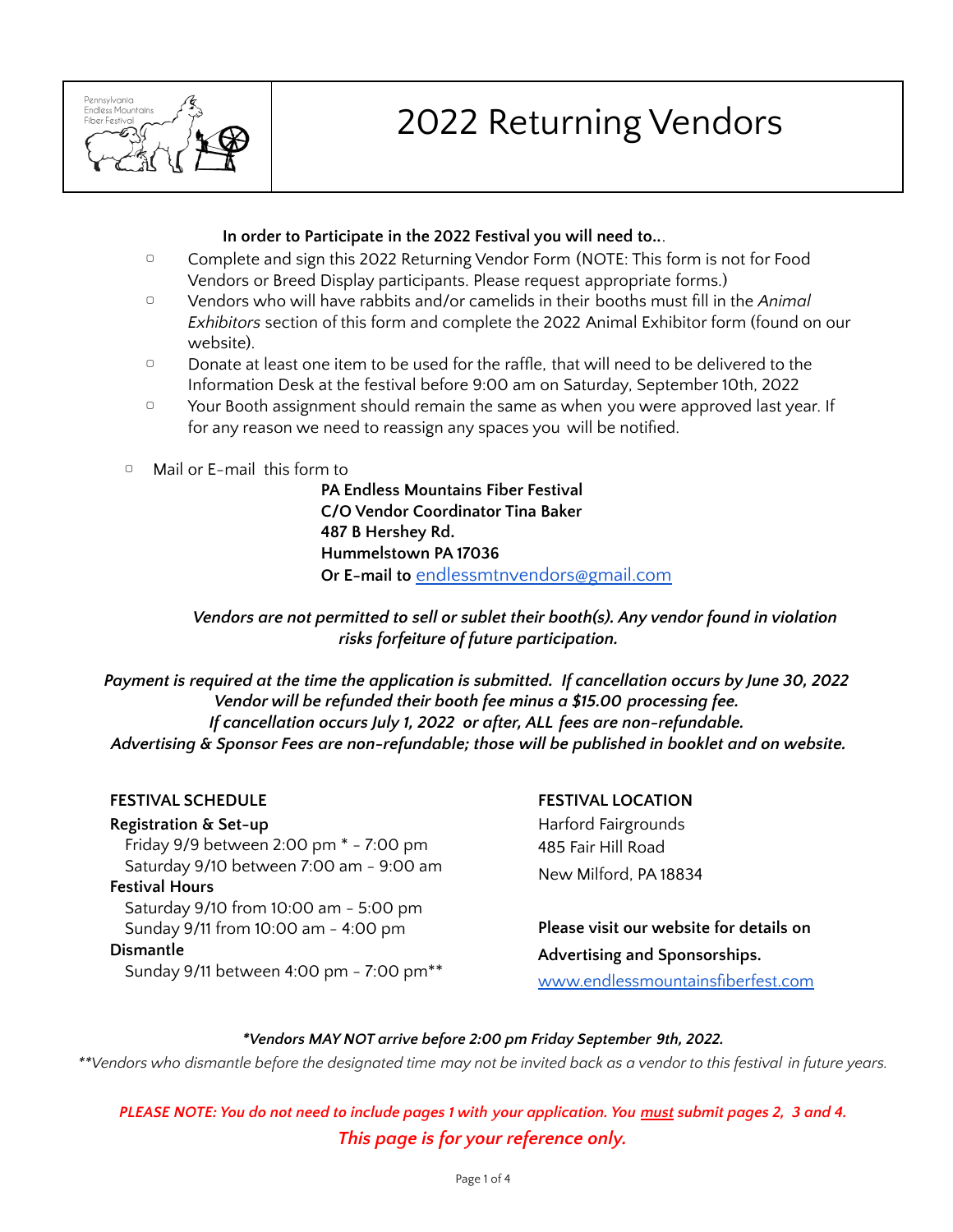# 2022 Returning Vendors

**In order to Participate in the 2022 Festival you will need to...**

- Complete and sign this 2022 Returning Vendor Form (NOTE: This form is not for Food Vendors or Breed Display participants. Please request appropriate forms.)
- Vendors who will have rabbits and/or camelids in their booths must fill in the *Animal Exhibitors* section of this form and complete the 2022 Animal Exhibitor form (found on our website).
- Donate at least one item to be used for the raffle, that will need to be delivered to the Information Desk at the festival before 9:00 am on Saturday, September 10th, 2022
- Your Booth assignment should remain the same as when you were approved last year. If for any reason we need to reassign any spaces you will be notified.
- Mail or E-mail this form to

**PA Endless Mountains Fiber Festival**
**C/O Vendor Coordinator Tina Baker**
**487 B Hershey Rd.**
**Hummelstown PA 17036**
**Or E-mail to** endlessmtnvendors@gmail.com

***Vendors are not permitted to sell or sublet their booth(s). Any vendor found in violation risks forfeiture of future participation.***

***Payment is required at the time the application is submitted. If cancellation occurs by June 30, 2022 Vendor will be refunded their booth fee minus a $15.00 processing fee.***
***If cancellation occurs July 1, 2022 or after, ALL fees are non-refundable.***
***Advertising & Sponsor Fees are non-refundable; those will be published in booklet and on website.***

**FESTIVAL SCHEDULE**

**Registration & Set-up**
Friday 9/9 between 2:00 pm * - 7:00 pm
Saturday 9/10 between 7:00 am - 9:00 am

**Festival Hours**
Saturday 9/10 from 10:00 am - 5:00 pm
Sunday 9/11 from 10:00 am - 4:00 pm

**Dismantle**
Sunday 9/11 between 4:00 pm - 7:00 pm**

**FESTIVAL LOCATION**

Harford Fairgrounds
485 Fair Hill Road
New Milford, PA 18834

**Please visit our website for details on Advertising and Sponsorships.**
www.endlessmountainsfiberfest.com

***\*Vendors MAY NOT arrive before 2:00 pm Friday September 9th, 2022.***

*\*\*Vendors who dismantle before the designated time may not be invited back as a vendor to this festival in future years.*

***PLEASE NOTE: You do not need to include pages 1 with your application. You <u>must</u> submit pages 2, 3 and 4.***
***This page is for your reference only.***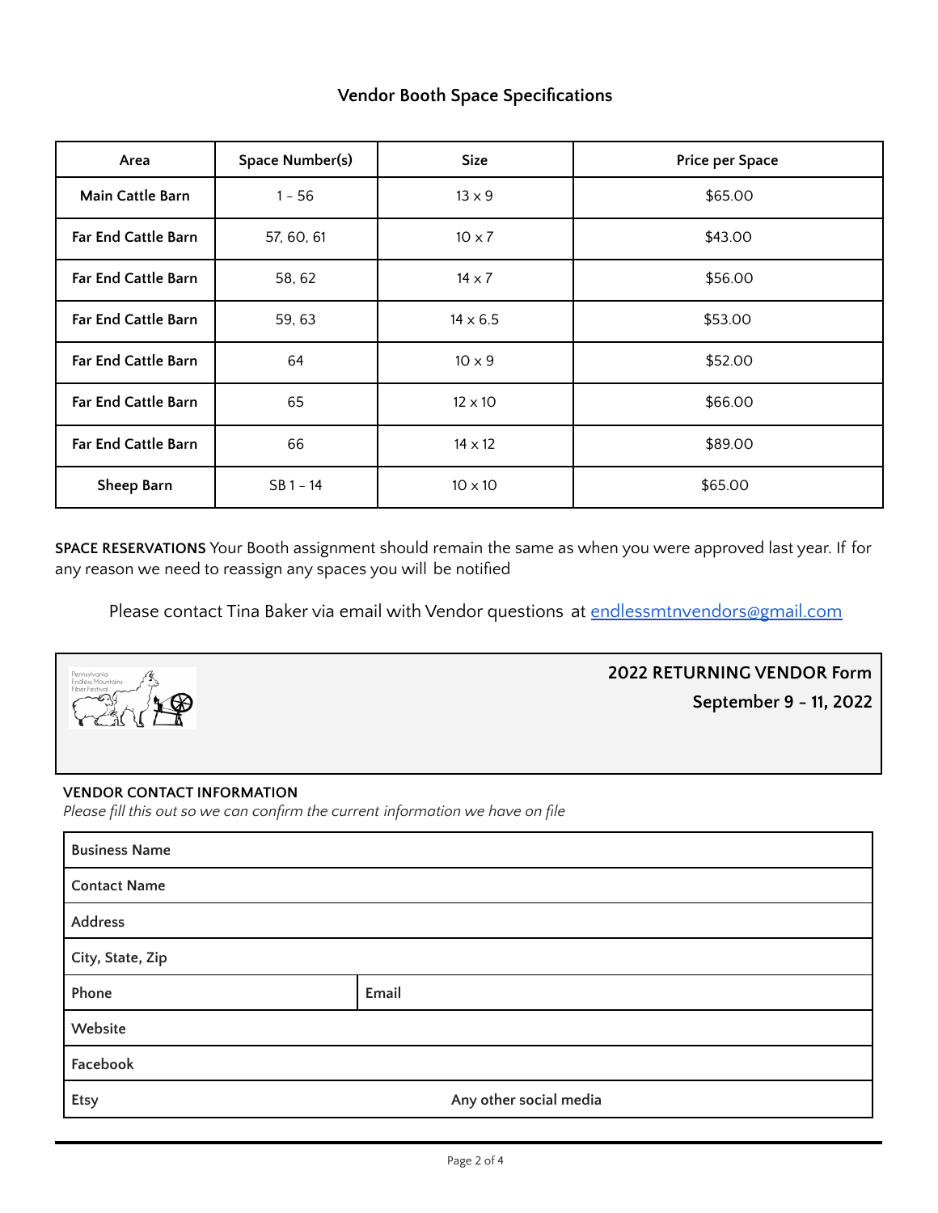## Vendor Booth Space Specifications

| Area | Space Number(s) | Size | Price per Space |
|---|---|---|---|
| **Main Cattle Barn** | 1 – 56 | 13 x 9 | $65.00 |
| **Far End Cattle Barn** | 57, 60, 61 | 10 x 7 | $43.00 |
| **Far End Cattle Barn** | 58, 62 | 14 x 7 | $56.00 |
| **Far End Cattle Barn** | 59, 63 | 14 x 6.5 | $53.00 |
| **Far End Cattle Barn** | 64 | 10 x 9 | $52.00 |
| **Far End Cattle Barn** | 65 | 12 x 10 | $66.00 |
| **Far End Cattle Barn** | 66 | 14 x 12 | $89.00 |
| **Sheep Barn** | SB 1 - 14 | 10 x 10 | $65.00 |

**SPACE RESERVATIONS** Your Booth assignment should remain the same as when you were approved last year. If for any reason we need to reassign any spaces you will be notified

Please contact Tina Baker via email with Vendor questions at endlessmtnvendors@gmail.com

Pennsylvania Endless Mountains Fiber Festival

**2022 RETURNING VENDOR Form**
**September 9 - 11, 2022**

### VENDOR CONTACT INFORMATION

*Please fill this out so we can confirm the current information we have on file*

| **Business Name** | |
|---|---|
| **Contact Name** | |
| **Address** | |
| **City, State, Zip** | |
| **Phone** | **Email** |
| **Website** | |
| **Facebook** | |
| **Etsy** | **Any other social media** |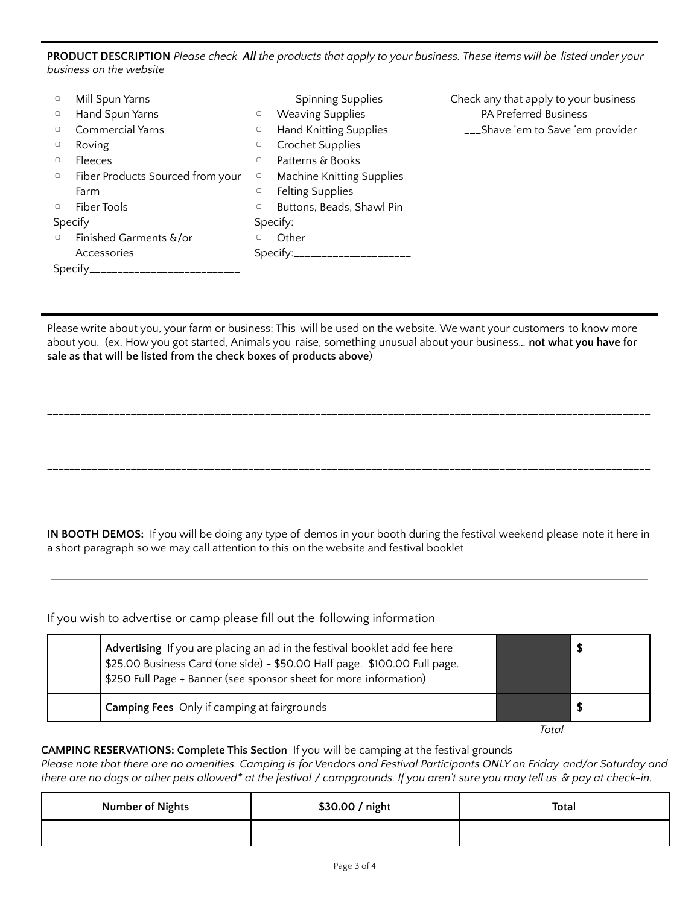**PRODUCT DESCRIPTION** *Please check **All** the products that apply to your business. These items will be listed under your business on the website*

- ▢ Mill Spun Yarns
- ▢ Hand Spun Yarns
- ▢ Commercial Yarns
- ▢ Roving
- ▢ Fleeces
- ▢ Fiber Products Sourced from your Farm
- ▢ Fiber Tools

Specify___________________________

- ▢ Finished Garments &/or Accessories

Specify___________________________

Spinning Supplies

- ▢ Weaving Supplies
- ▢ Hand Knitting Supplies
- ▢ Crochet Supplies
- ▢ Patterns & Books
- ▢ Machine Knitting Supplies
- ▢ Felting Supplies
- ▢ Buttons, Beads, Shawl Pin

Specify:____________________

- ▢ Other

Specify:____________________

Check any that apply to your business

___PA Preferred Business

___Shave 'em to Save 'em provider

---

Please write about you, your farm or business: This will be used on the website. We want your customers to know more about you. (ex. How you got started, Animals you raise, something unusual about your business... **not what you have for sale as that will be listed from the check boxes of products above**)

____________________________________________________________________________________________________

____________________________________________________________________________________________________

____________________________________________________________________________________________________

____________________________________________________________________________________________________

____________________________________________________________________________________________________

**IN BOOTH DEMOS:** If you will be doing any type of demos in your booth during the festival weekend please note it here in a short paragraph so we may call attention to this on the website and festival booklet

____________________________________________________________________________________________________

____________________________________________________________________________________________________

If you wish to advertise or camp please fill out the following information

| | | | |
|---|---|---|---|
| | **Advertising** If you are placing an ad in the festival booklet add fee here<br>$25.00 Business Card (one side) - $50.00 Half page. $100.00 Full page.<br>$250 Full Page + Banner (see sponsor sheet for more information) | | $ |
| | **Camping Fees** Only if camping at fairgrounds | | $ |
| | | *Total* | |

**CAMPING RESERVATIONS: Complete This Section** If you will be camping at the festival grounds

*Please note that there are no amenities. Camping is for Vendors and Festival Participants ONLY on Friday and/or Saturday and there are no dogs or other pets allowed\* at the festival / campgrounds. If you aren't sure you may tell us & pay at check-in.*

| Number of Nights | $30.00 / night | Total |
|---|---|---|
| | | |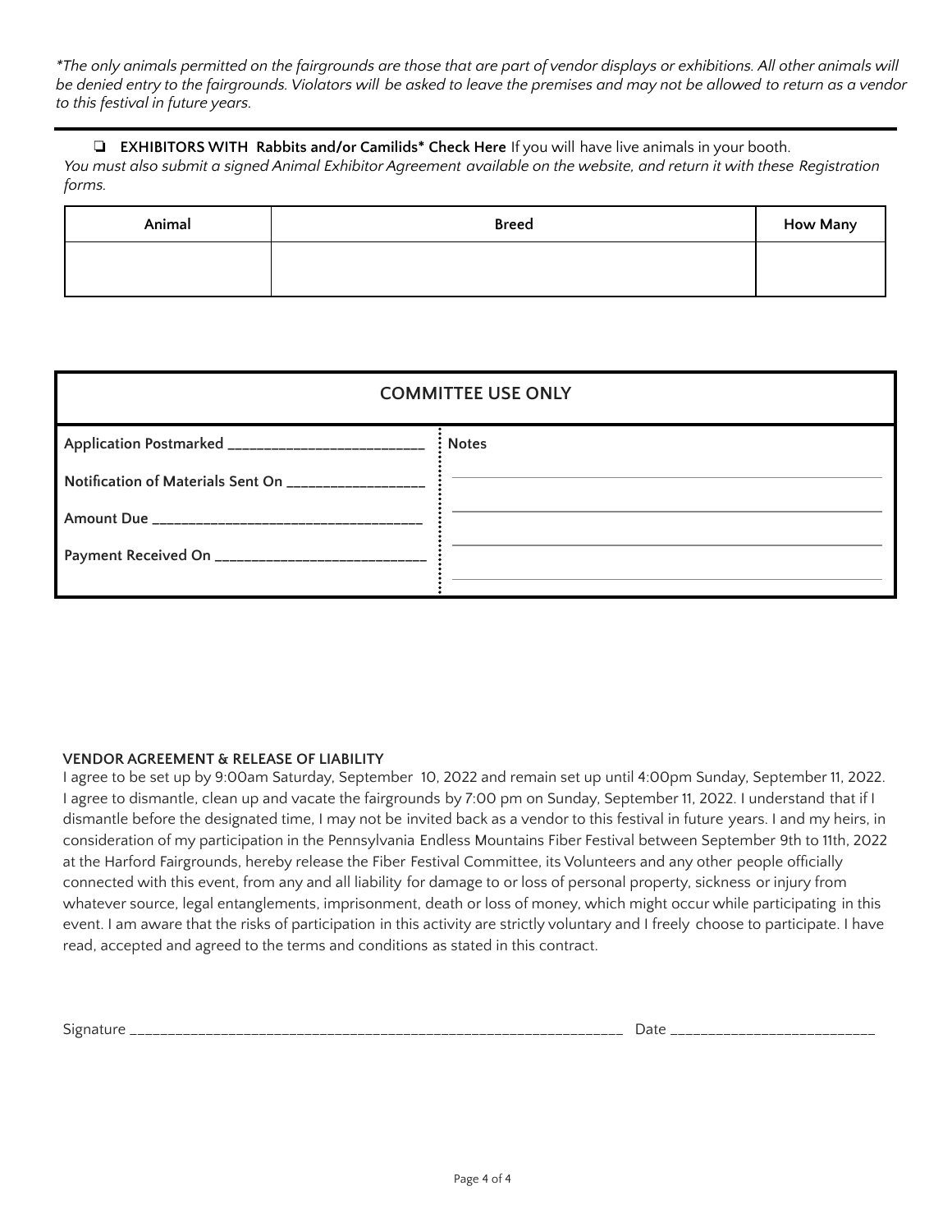*\*The only animals permitted on the fairgrounds are those that are part of vendor displays or exhibitions. All other animals will be denied entry to the fairgrounds. Violators will be asked to leave the premises and may not be allowed to return as a vendor to this festival in future years.*

---

❑ **EXHIBITORS WITH Rabbits and/or Camilids\* Check Here** If you will have live animals in your booth.

*You must also submit a signed Animal Exhibitor Agreement available on the website, and return it with these Registration forms.*

| Animal | Breed | How Many |
|---|---|---|
| | | |

| COMMITTEE USE ONLY | |
|---|---|
| **Application Postmarked** ___________________________ | **Notes** |
| **Notification of Materials Sent On** ___________________ | ___________________________ |
| **Amount Due** _____________________________________ | ___________________________ |
| **Payment Received On** ____________________________ | ___________________________ |

**VENDOR AGREEMENT & RELEASE OF LIABILITY**

I agree to be set up by 9:00am Saturday, September 10, 2022 and remain set up until 4:00pm Sunday, September 11, 2022. I agree to dismantle, clean up and vacate the fairgrounds by 7:00 pm on Sunday, September 11, 2022. I understand that if I dismantle before the designated time, I may not be invited back as a vendor to this festival in future years. I and my heirs, in consideration of my participation in the Pennsylvania Endless Mountains Fiber Festival between September 9th to 11th, 2022 at the Harford Fairgrounds, hereby release the Fiber Festival Committee, its Volunteers and any other people officially connected with this event, from any and all liability for damage to or loss of personal property, sickness or injury from whatever source, legal entanglements, imprisonment, death or loss of money, which might occur while participating in this event. I am aware that the risks of participation in this activity are strictly voluntary and I freely choose to participate. I have read, accepted and agreed to the terms and conditions as stated in this contract.

Signature _________________________________________________________________ Date ___________________________